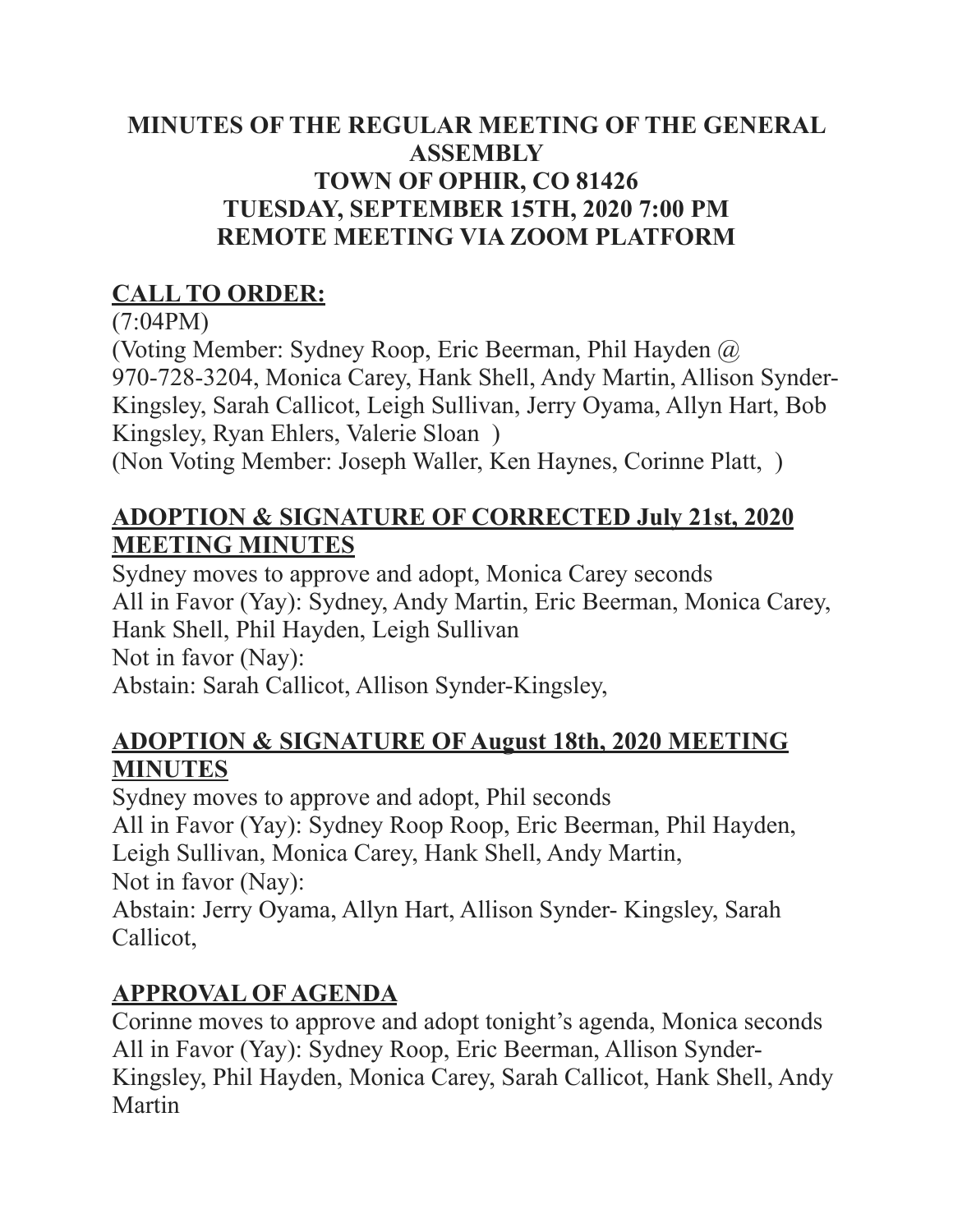# MINUTES OF THE REGULAR MEETING OF THE GENERAL ASSEMBLY
# TOWN OF OPHIR, CO 81426
# TUESDAY, SEPTEMBER 15TH, 2020 7:00 PM
# REMOTE MEETING VIA ZOOM PLATFORM

## CALL TO ORDER:

(7:04PM)
(Voting Member: Sydney Roop, Eric Beerman, Phil Hayden @ 970-728-3204, Monica Carey, Hank Shell, Andy Martin, Allison Synder-Kingsley, Sarah Callicot, Leigh Sullivan, Jerry Oyama, Allyn Hart, Bob Kingsley, Ryan Ehlers, Valerie Sloan )
(Non Voting Member: Joseph Waller, Ken Haynes, Corinne Platt, )

## ADOPTION & SIGNATURE OF CORRECTED July 21st, 2020 MEETING MINUTES

Sydney moves to approve and adopt, Monica Carey seconds
All in Favor (Yay): Sydney, Andy Martin, Eric Beerman, Monica Carey, Hank Shell, Phil Hayden, Leigh Sullivan
Not in favor (Nay):
Abstain: Sarah Callicot, Allison Synder-Kingsley,

## ADOPTION & SIGNATURE OF August 18th, 2020 MEETING MINUTES

Sydney moves to approve and adopt, Phil seconds
All in Favor (Yay): Sydney Roop Roop, Eric Beerman, Phil Hayden, Leigh Sullivan, Monica Carey, Hank Shell, Andy Martin,
Not in favor (Nay):
Abstain: Jerry Oyama, Allyn Hart, Allison Synder- Kingsley, Sarah Callicot,

## APPROVAL OF AGENDA

Corinne moves to approve and adopt tonight's agenda, Monica seconds
All in Favor (Yay): Sydney Roop, Eric Beerman, Allison Synder-Kingsley, Phil Hayden, Monica Carey, Sarah Callicot, Hank Shell, Andy Martin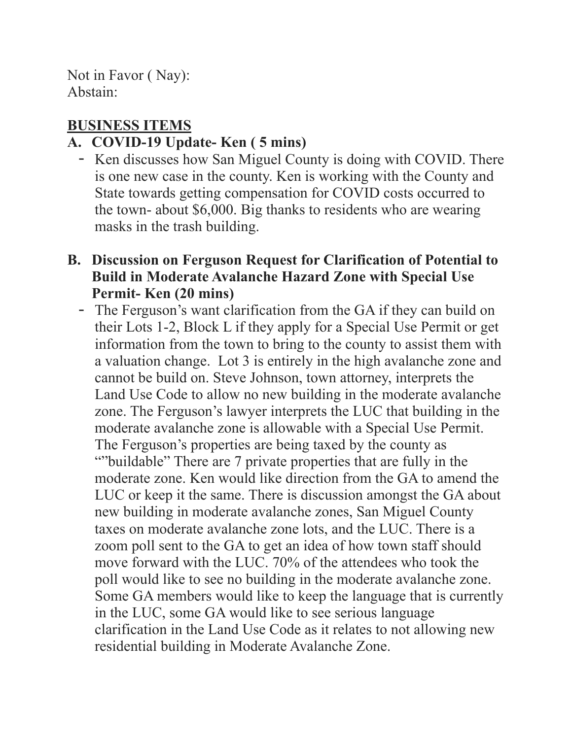Not in Favor ( Nay):
Abstain:

## BUSINESS ITEMS

### A. COVID-19 Update- Ken ( 5 mins)

- Ken discusses how San Miguel County is doing with COVID. There is one new case in the county. Ken is working with the County and State towards getting compensation for COVID costs occurred to the town- about $6,000. Big thanks to residents who are wearing masks in the trash building.

### B. Discussion on Ferguson Request for Clarification of Potential to Build in Moderate Avalanche Hazard Zone with Special Use Permit- Ken (20 mins)

- The Ferguson's want clarification from the GA if they can build on their Lots 1-2, Block L if they apply for a Special Use Permit or get information from the town to bring to the county to assist them with a valuation change. Lot 3 is entirely in the high avalanche zone and cannot be build on. Steve Johnson, town attorney, interprets the Land Use Code to allow no new building in the moderate avalanche zone. The Ferguson's lawyer interprets the LUC that building in the moderate avalanche zone is allowable with a Special Use Permit. The Ferguson's properties are being taxed by the county as ""buildable" There are 7 private properties that are fully in the moderate zone. Ken would like direction from the GA to amend the LUC or keep it the same. There is discussion amongst the GA about new building in moderate avalanche zones, San Miguel County taxes on moderate avalanche zone lots, and the LUC. There is a zoom poll sent to the GA to get an idea of how town staff should move forward with the LUC. 70% of the attendees who took the poll would like to see no building in the moderate avalanche zone. Some GA members would like to keep the language that is currently in the LUC, some GA would like to see serious language clarification in the Land Use Code as it relates to not allowing new residential building in Moderate Avalanche Zone.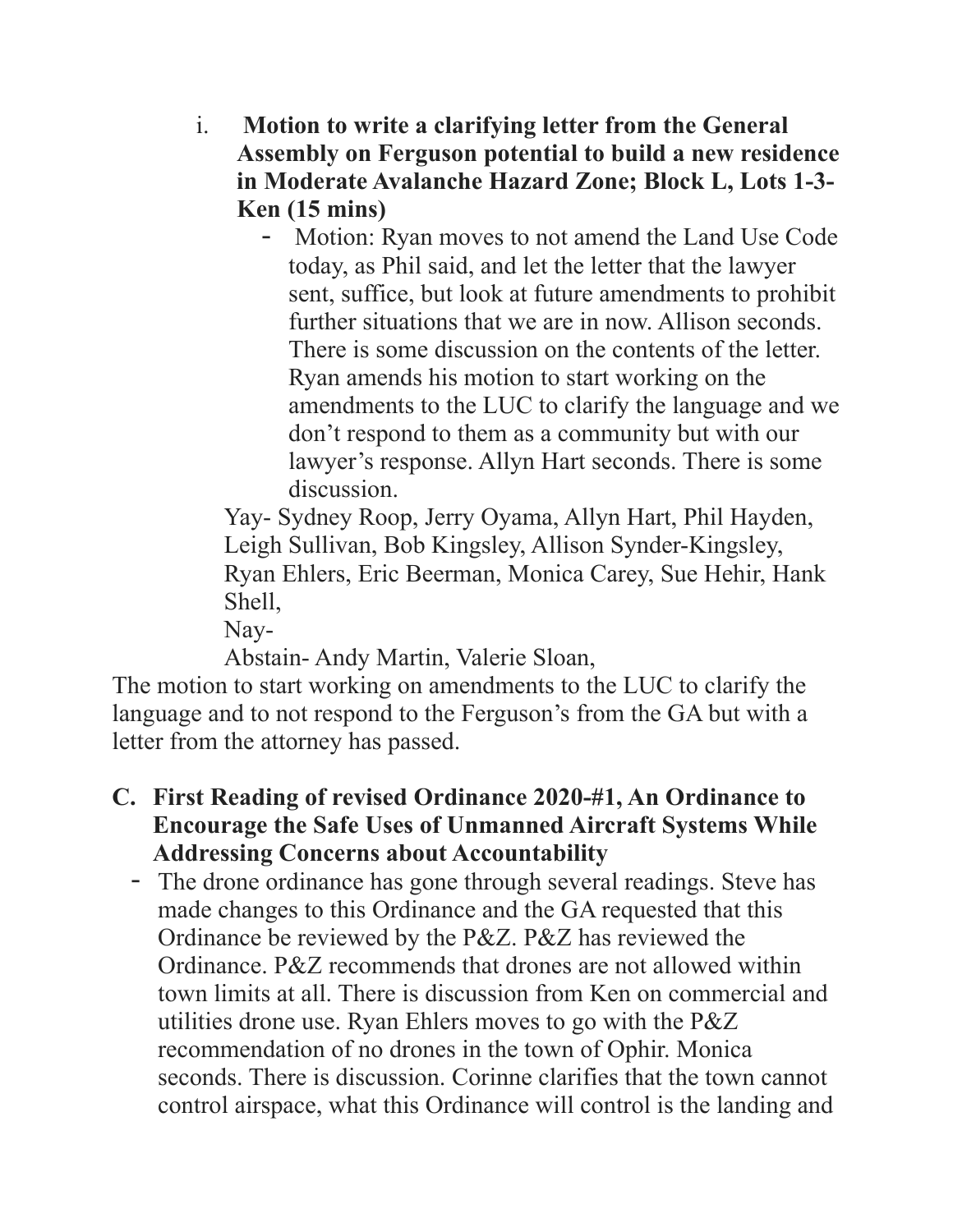i. **Motion to write a clarifying letter from the General Assembly on Ferguson potential to build a new residence in Moderate Avalanche Hazard Zone; Block L, Lots 1-3- Ken (15 mins)**

- Motion: Ryan moves to not amend the Land Use Code today, as Phil said, and let the letter that the lawyer sent, suffice, but look at future amendments to prohibit further situations that we are in now. Allison seconds. There is some discussion on the contents of the letter. Ryan amends his motion to start working on the amendments to the LUC to clarify the language and we don't respond to them as a community but with our lawyer's response. Allyn Hart seconds. There is some discussion.

Yay- Sydney Roop, Jerry Oyama, Allyn Hart, Phil Hayden, Leigh Sullivan, Bob Kingsley, Allison Synder-Kingsley, Ryan Ehlers, Eric Beerman, Monica Carey, Sue Hehir, Hank Shell,

Nay-

Abstain- Andy Martin, Valerie Sloan,

The motion to start working on amendments to the LUC to clarify the language and to not respond to the Ferguson's from the GA but with a letter from the attorney has passed.

**C. First Reading of revised Ordinance 2020-#1, An Ordinance to Encourage the Safe Uses of Unmanned Aircraft Systems While Addressing Concerns about Accountability**

- The drone ordinance has gone through several readings. Steve has made changes to this Ordinance and the GA requested that this Ordinance be reviewed by the P&Z. P&Z has reviewed the Ordinance. P&Z recommends that drones are not allowed within town limits at all. There is discussion from Ken on commercial and utilities drone use. Ryan Ehlers moves to go with the P&Z recommendation of no drones in the town of Ophir. Monica seconds. There is discussion. Corinne clarifies that the town cannot control airspace, what this Ordinance will control is the landing and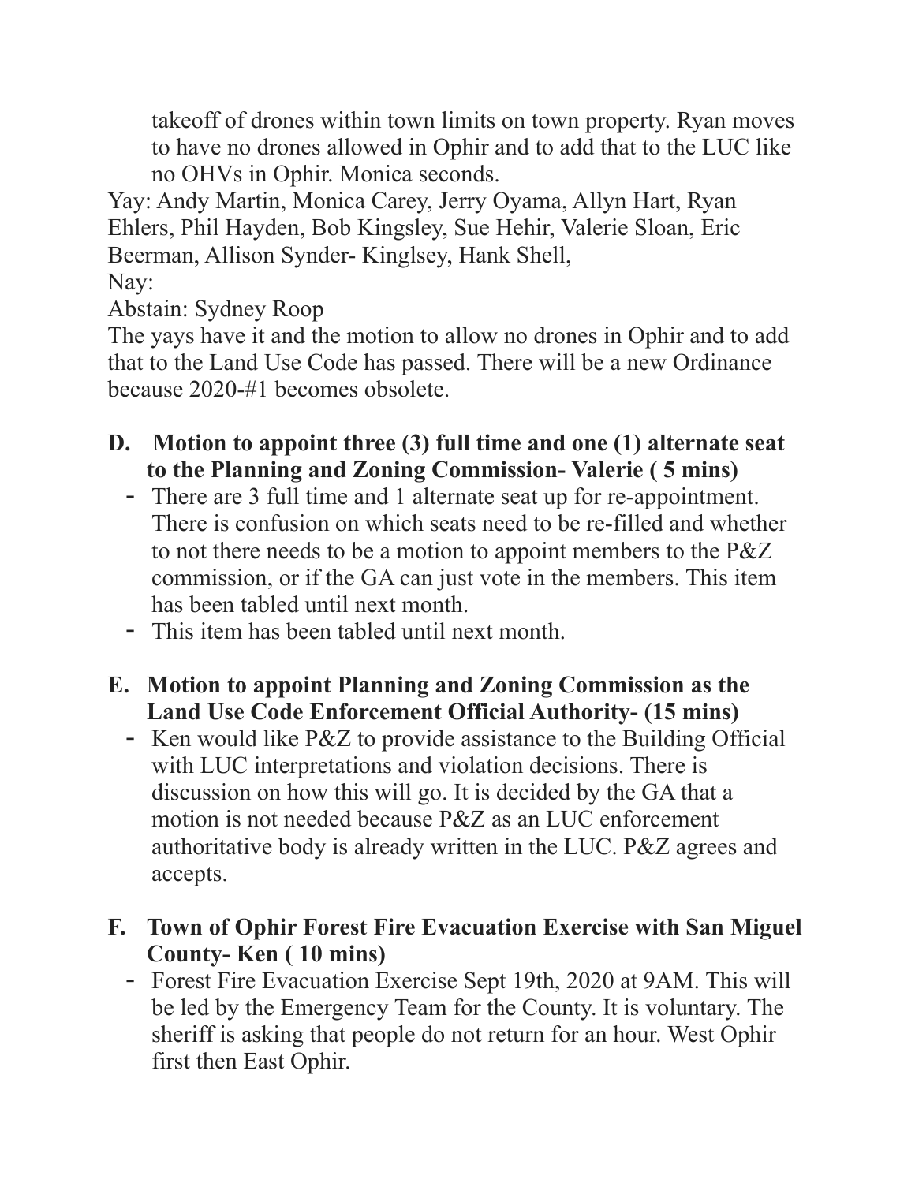takeoff of drones within town limits on town property. Ryan moves to have no drones allowed in Ophir and to add that to the LUC like no OHVs in Ophir. Monica seconds.

Yay: Andy Martin, Monica Carey, Jerry Oyama, Allyn Hart, Ryan Ehlers, Phil Hayden, Bob Kingsley, Sue Hehir, Valerie Sloan, Eric Beerman, Allison Synder- Kinglsey, Hank Shell,

Nay:

Abstain: Sydney Roop

The yays have it and the motion to allow no drones in Ophir and to add that to the Land Use Code has passed. There will be a new Ordinance because 2020-#1 becomes obsolete.

**D. Motion to appoint three (3) full time and one (1) alternate seat to the Planning and Zoning Commission- Valerie ( 5 mins)**

- There are 3 full time and 1 alternate seat up for re-appointment. There is confusion on which seats need to be re-filled and whether to not there needs to be a motion to appoint members to the P&Z commission, or if the GA can just vote in the members. This item has been tabled until next month.
- This item has been tabled until next month.

**E. Motion to appoint Planning and Zoning Commission as the Land Use Code Enforcement Official Authority- (15 mins)**

- Ken would like P&Z to provide assistance to the Building Official with LUC interpretations and violation decisions. There is discussion on how this will go. It is decided by the GA that a motion is not needed because P&Z as an LUC enforcement authoritative body is already written in the LUC. P&Z agrees and accepts.

**F. Town of Ophir Forest Fire Evacuation Exercise with San Miguel County- Ken ( 10 mins)**

- Forest Fire Evacuation Exercise Sept 19th, 2020 at 9AM. This will be led by the Emergency Team for the County. It is voluntary. The sheriff is asking that people do not return for an hour. West Ophir first then East Ophir.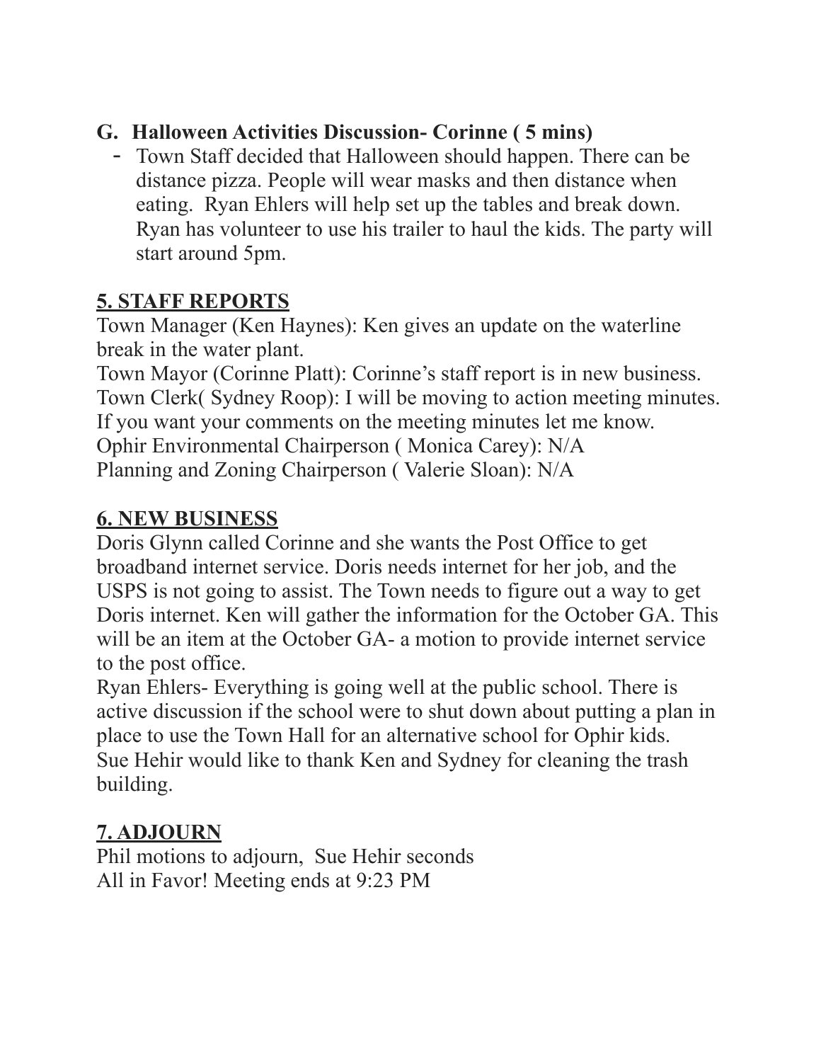### G. Halloween Activities Discussion- Corinne ( 5 mins)

- Town Staff decided that Halloween should happen. There can be distance pizza. People will wear masks and then distance when eating. Ryan Ehlers will help set up the tables and break down. Ryan has volunteer to use his trailer to haul the kids. The party will start around 5pm.

## 5. STAFF REPORTS

Town Manager (Ken Haynes): Ken gives an update on the waterline break in the water plant.
Town Mayor (Corinne Platt): Corinne's staff report is in new business.
Town Clerk( Sydney Roop): I will be moving to action meeting minutes. If you want your comments on the meeting minutes let me know.
Ophir Environmental Chairperson ( Monica Carey): N/A
Planning and Zoning Chairperson ( Valerie Sloan): N/A

## 6. NEW BUSINESS

Doris Glynn called Corinne and she wants the Post Office to get broadband internet service. Doris needs internet for her job, and the USPS is not going to assist. The Town needs to figure out a way to get Doris internet. Ken will gather the information for the October GA. This will be an item at the October GA- a motion to provide internet service to the post office.
Ryan Ehlers- Everything is going well at the public school. There is active discussion if the school were to shut down about putting a plan in place to use the Town Hall for an alternative school for Ophir kids.
Sue Hehir would like to thank Ken and Sydney for cleaning the trash building.

## 7. ADJOURN

Phil motions to adjourn, Sue Hehir seconds
All in Favor! Meeting ends at 9:23 PM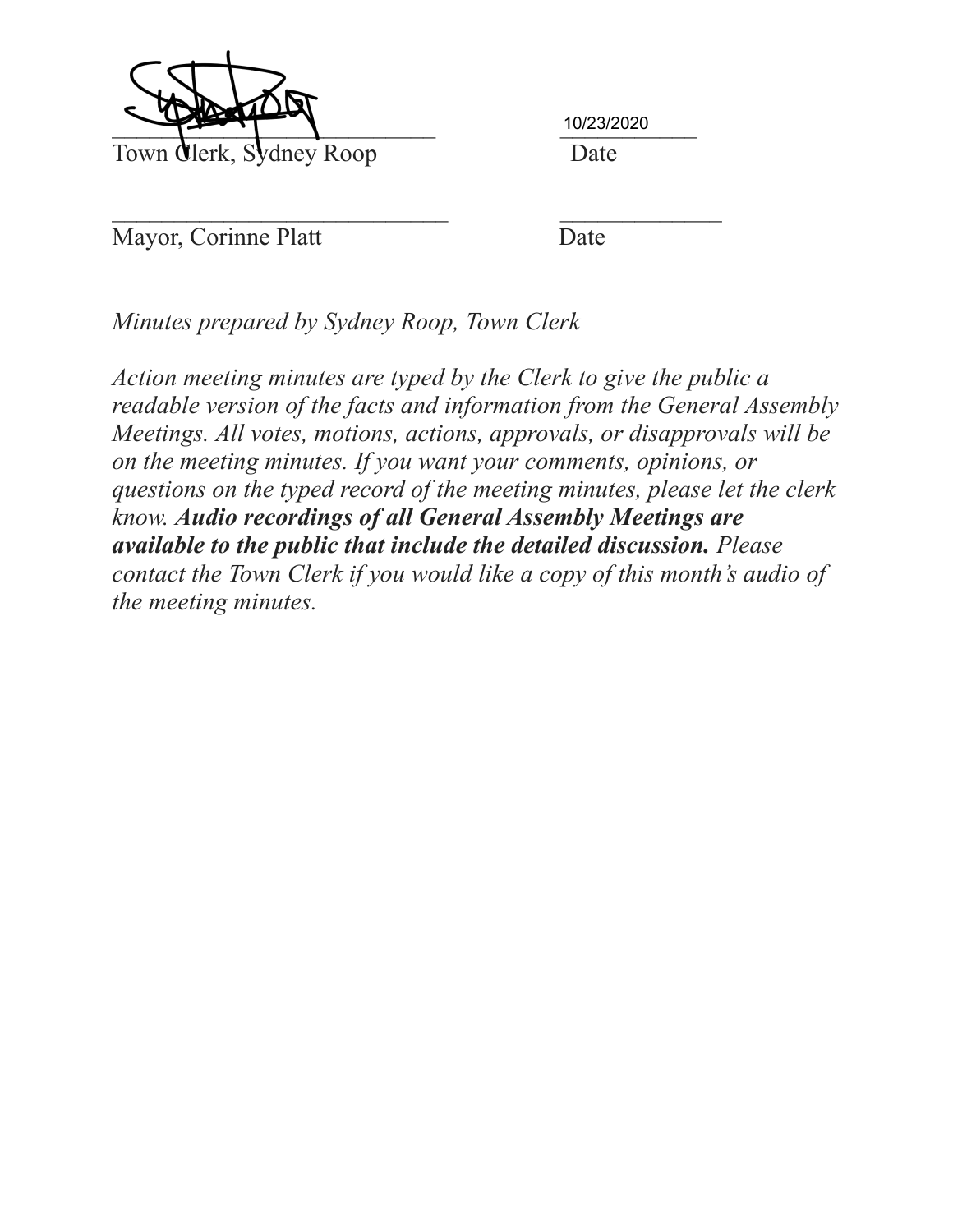_____________________________ 10/23/2020
Town Clerk, Sydney Roop Date

_____________________________ _____________
Mayor, Corinne Platt Date

*Minutes prepared by Sydney Roop, Town Clerk*

*Action meeting minutes are typed by the Clerk to give the public a readable version of the facts and information from the General Assembly Meetings. All votes, motions, actions, approvals, or disapprovals will be on the meeting minutes. If you want your comments, opinions, or questions on the typed record of the meeting minutes, please let the clerk know.* ***Audio recordings of all General Assembly Meetings are available to the public that include the detailed discussion.*** *Please contact the Town Clerk if you would like a copy of this month's audio of the meeting minutes.*